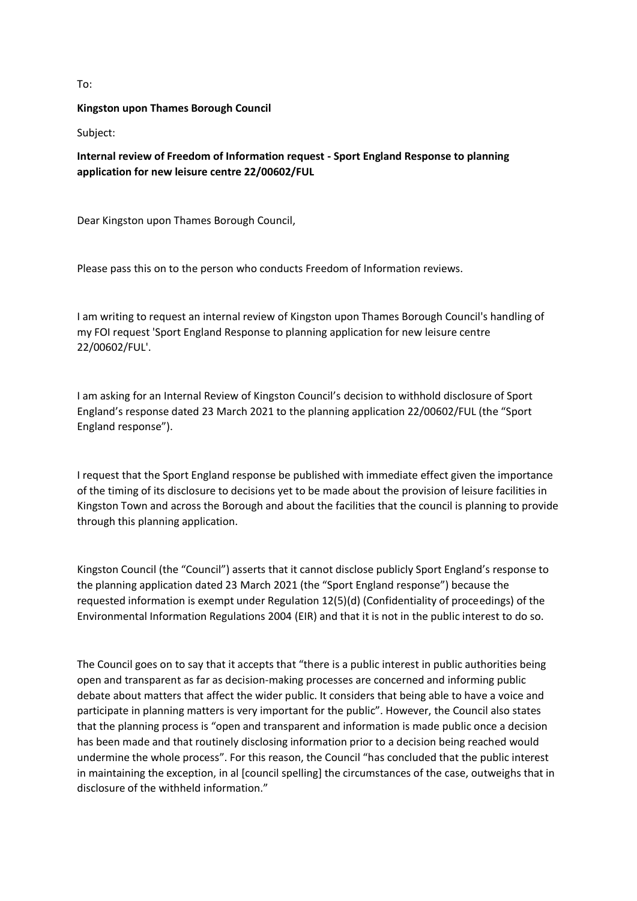To:

**Kingston upon Thames Borough Council**

Subject:

**Internal review of Freedom of Information request - Sport England Response to planning application for new leisure centre 22/00602/FUL**

Dear Kingston upon Thames Borough Council,

Please pass this on to the person who conducts Freedom of Information reviews.

I am writing to request an internal review of Kingston upon Thames Borough Council's handling of my FOI request 'Sport England Response to planning application for new leisure centre 22/00602/FUL'.

I am asking for an Internal Review of Kingston Council's decision to withhold disclosure of Sport England's response dated 23 March 2021 to the planning application 22/00602/FUL (the "Sport England response").

I request that the Sport England response be published with immediate effect given the importance of the timing of its disclosure to decisions yet to be made about the provision of leisure facilities in Kingston Town and across the Borough and about the facilities that the council is planning to provide through this planning application.

Kingston Council (the "Council") asserts that it cannot disclose publicly Sport England's response to the planning application dated 23 March 2021 (the "Sport England response") because the requested information is exempt under Regulation 12(5)(d) (Confidentiality of proceedings) of the Environmental Information Regulations 2004 (EIR) and that it is not in the public interest to do so.

The Council goes on to say that it accepts that "there is a public interest in public authorities being open and transparent as far as decision-making processes are concerned and informing public debate about matters that affect the wider public. It considers that being able to have a voice and participate in planning matters is very important for the public". However, the Council also states that the planning process is "open and transparent and information is made public once a decision has been made and that routinely disclosing information prior to a decision being reached would undermine the whole process". For this reason, the Council "has concluded that the public interest in maintaining the exception, in al [council spelling] the circumstances of the case, outweighs that in disclosure of the withheld information."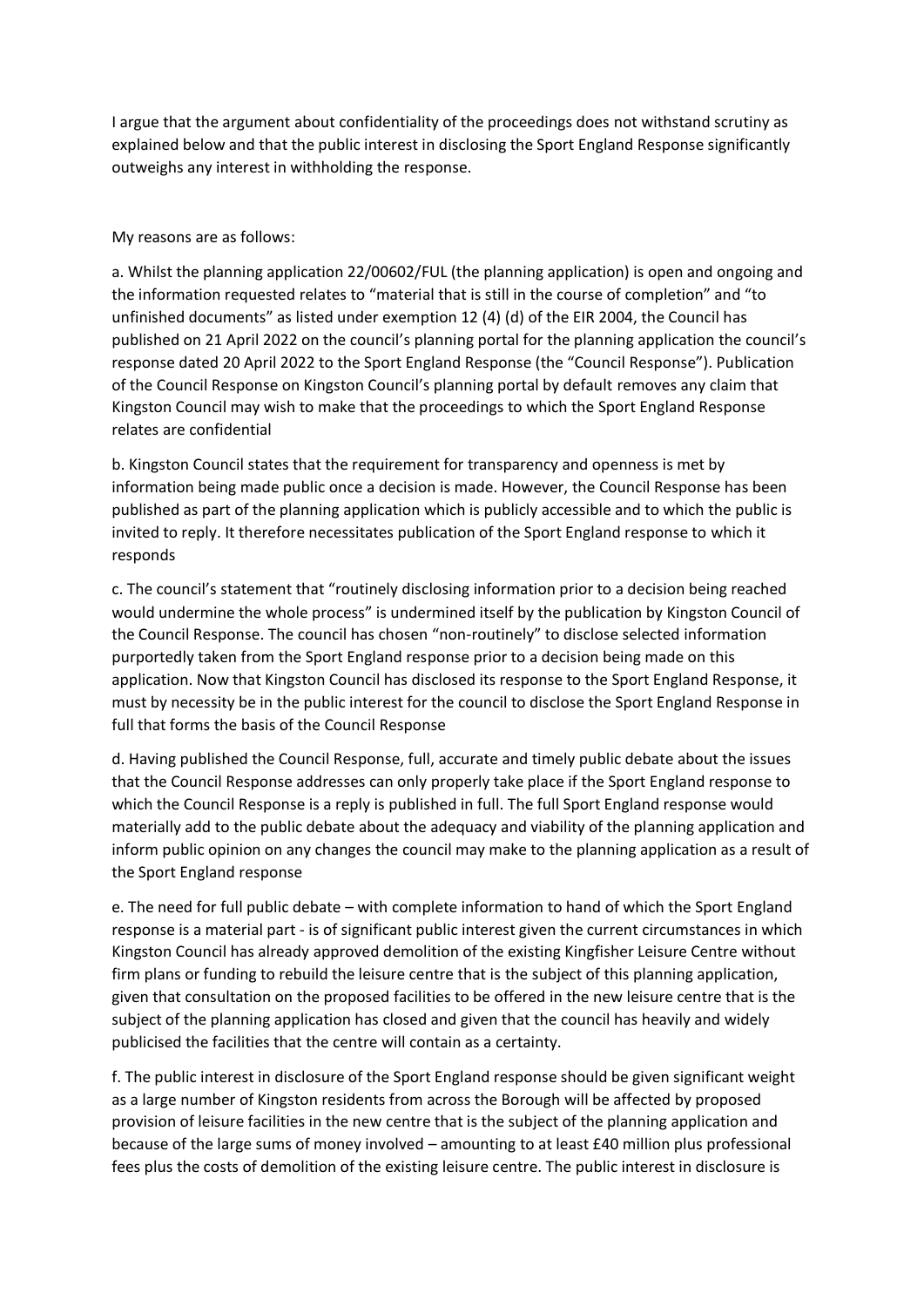I argue that the argument about confidentiality of the proceedings does not withstand scrutiny as explained below and that the public interest in disclosing the Sport England Response significantly outweighs any interest in withholding the response.

My reasons are as follows:

a. Whilst the planning application 22/00602/FUL (the planning application) is open and ongoing and the information requested relates to "material that is still in the course of completion" and "to unfinished documents" as listed under exemption 12 (4) (d) of the EIR 2004, the Council has published on 21 April 2022 on the council's planning portal for the planning application the council's response dated 20 April 2022 to the Sport England Response (the "Council Response"). Publication of the Council Response on Kingston Council's planning portal by default removes any claim that Kingston Council may wish to make that the proceedings to which the Sport England Response relates are confidential

b. Kingston Council states that the requirement for transparency and openness is met by information being made public once a decision is made. However, the Council Response has been published as part of the planning application which is publicly accessible and to which the public is invited to reply. It therefore necessitates publication of the Sport England response to which it responds

c. The council's statement that "routinely disclosing information prior to a decision being reached would undermine the whole process" is undermined itself by the publication by Kingston Council of the Council Response. The council has chosen "non-routinely" to disclose selected information purportedly taken from the Sport England response prior to a decision being made on this application. Now that Kingston Council has disclosed its response to the Sport England Response, it must by necessity be in the public interest for the council to disclose the Sport England Response in full that forms the basis of the Council Response

d. Having published the Council Response, full, accurate and timely public debate about the issues that the Council Response addresses can only properly take place if the Sport England response to which the Council Response is a reply is published in full. The full Sport England response would materially add to the public debate about the adequacy and viability of the planning application and inform public opinion on any changes the council may make to the planning application as a result of the Sport England response

e. The need for full public debate – with complete information to hand of which the Sport England response is a material part - is of significant public interest given the current circumstances in which Kingston Council has already approved demolition of the existing Kingfisher Leisure Centre without firm plans or funding to rebuild the leisure centre that is the subject of this planning application, given that consultation on the proposed facilities to be offered in the new leisure centre that is the subject of the planning application has closed and given that the council has heavily and widely publicised the facilities that the centre will contain as a certainty.

f. The public interest in disclosure of the Sport England response should be given significant weight as a large number of Kingston residents from across the Borough will be affected by proposed provision of leisure facilities in the new centre that is the subject of the planning application and because of the large sums of money involved – amounting to at least £40 million plus professional fees plus the costs of demolition of the existing leisure centre. The public interest in disclosure is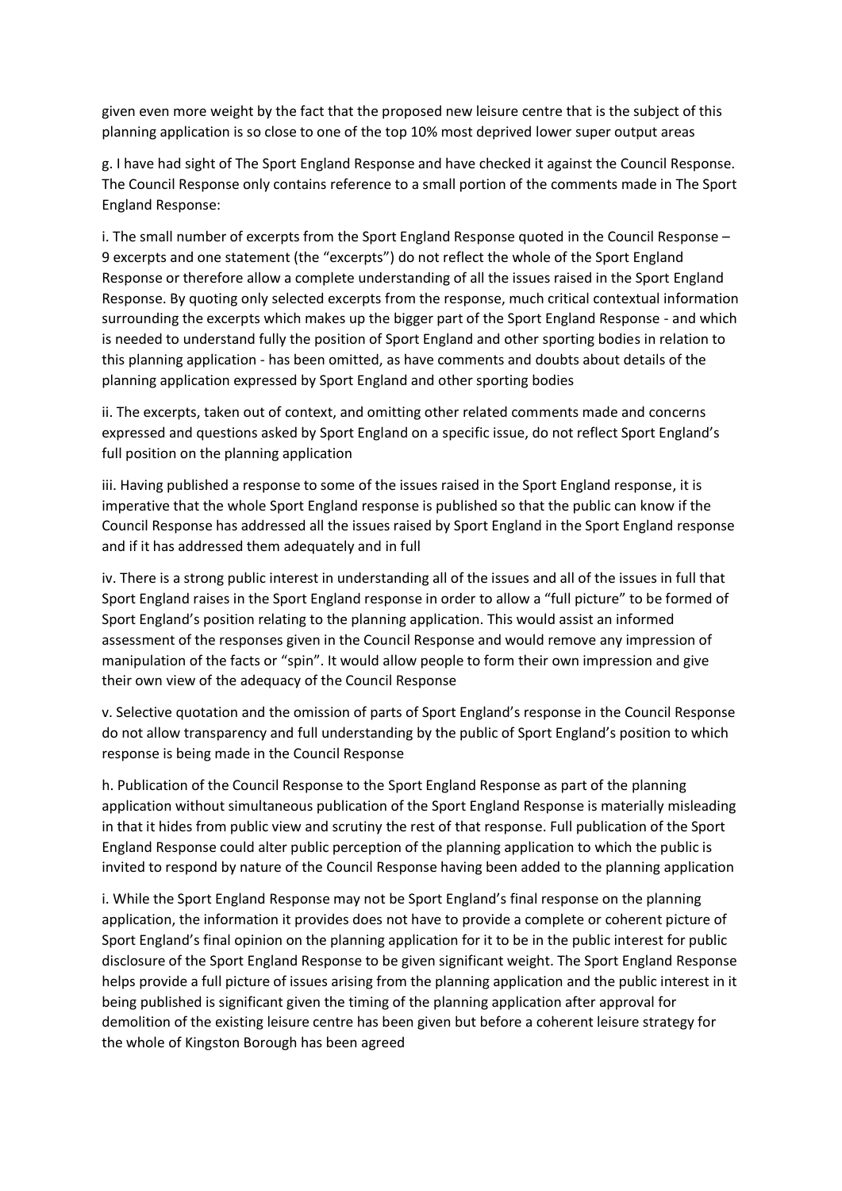given even more weight by the fact that the proposed new leisure centre that is the subject of this planning application is so close to one of the top 10% most deprived lower super output areas

g. I have had sight of The Sport England Response and have checked it against the Council Response. The Council Response only contains reference to a small portion of the comments made in The Sport England Response:

i. The small number of excerpts from the Sport England Response quoted in the Council Response – 9 excerpts and one statement (the "excerpts") do not reflect the whole of the Sport England Response or therefore allow a complete understanding of all the issues raised in the Sport England Response. By quoting only selected excerpts from the response, much critical contextual information surrounding the excerpts which makes up the bigger part of the Sport England Response - and which is needed to understand fully the position of Sport England and other sporting bodies in relation to this planning application - has been omitted, as have comments and doubts about details of the planning application expressed by Sport England and other sporting bodies

ii. The excerpts, taken out of context, and omitting other related comments made and concerns expressed and questions asked by Sport England on a specific issue, do not reflect Sport England's full position on the planning application

iii. Having published a response to some of the issues raised in the Sport England response, it is imperative that the whole Sport England response is published so that the public can know if the Council Response has addressed all the issues raised by Sport England in the Sport England response and if it has addressed them adequately and in full

iv. There is a strong public interest in understanding all of the issues and all of the issues in full that Sport England raises in the Sport England response in order to allow a "full picture" to be formed of Sport England's position relating to the planning application. This would assist an informed assessment of the responses given in the Council Response and would remove any impression of manipulation of the facts or "spin". It would allow people to form their own impression and give their own view of the adequacy of the Council Response

v. Selective quotation and the omission of parts of Sport England's response in the Council Response do not allow transparency and full understanding by the public of Sport England's position to which response is being made in the Council Response

h. Publication of the Council Response to the Sport England Response as part of the planning application without simultaneous publication of the Sport England Response is materially misleading in that it hides from public view and scrutiny the rest of that response. Full publication of the Sport England Response could alter public perception of the planning application to which the public is invited to respond by nature of the Council Response having been added to the planning application

i. While the Sport England Response may not be Sport England's final response on the planning application, the information it provides does not have to provide a complete or coherent picture of Sport England's final opinion on the planning application for it to be in the public interest for public disclosure of the Sport England Response to be given significant weight. The Sport England Response helps provide a full picture of issues arising from the planning application and the public interest in it being published is significant given the timing of the planning application after approval for demolition of the existing leisure centre has been given but before a coherent leisure strategy for the whole of Kingston Borough has been agreed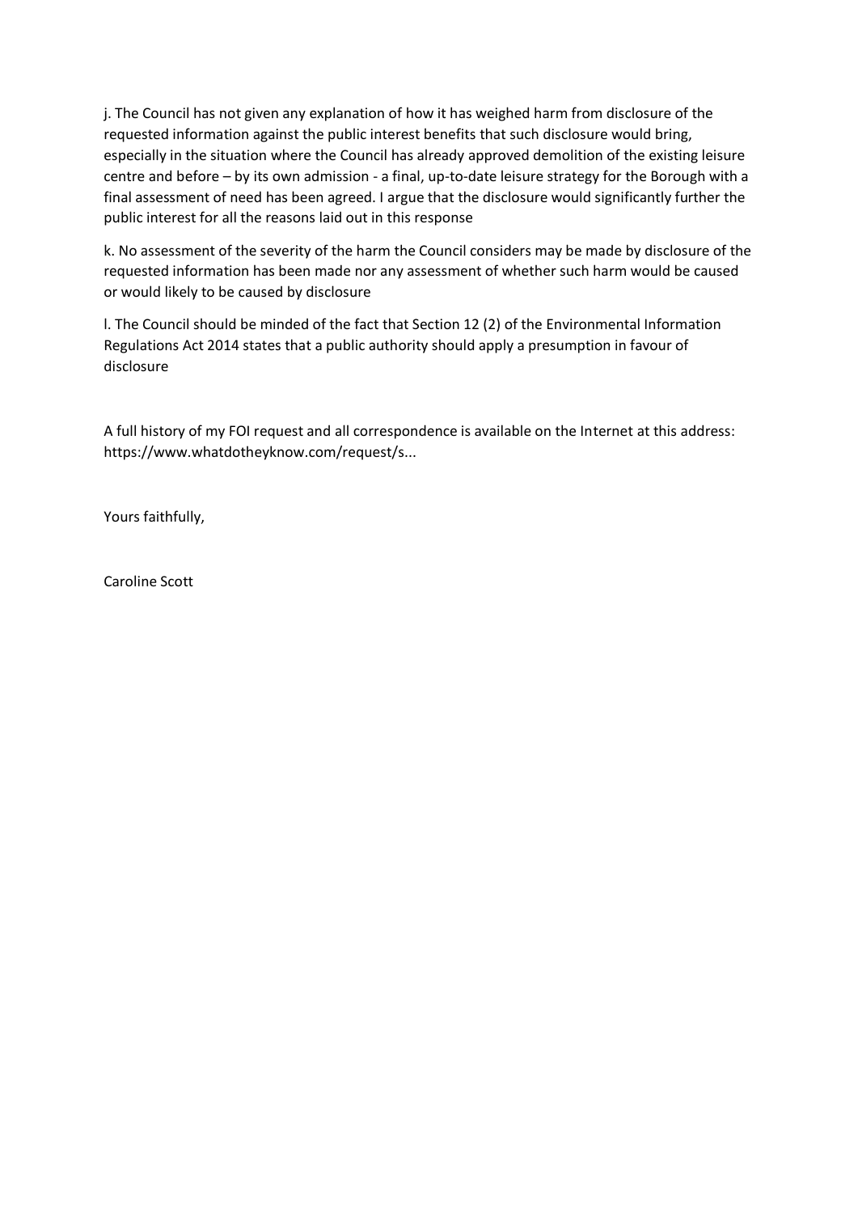j. The Council has not given any explanation of how it has weighed harm from disclosure of the requested information against the public interest benefits that such disclosure would bring, especially in the situation where the Council has already approved demolition of the existing leisure centre and before – by its own admission - a final, up-to-date leisure strategy for the Borough with a final assessment of need has been agreed. I argue that the disclosure would significantly further the public interest for all the reasons laid out in this response

k. No assessment of the severity of the harm the Council considers may be made by disclosure of the requested information has been made nor any assessment of whether such harm would be caused or would likely to be caused by disclosure

l. The Council should be minded of the fact that Section 12 (2) of the Environmental Information Regulations Act 2014 states that a public authority should apply a presumption in favour of disclosure

A full history of my FOI request and all correspondence is available on the Internet at this address: https://www.whatdotheyknow.com/request/s...

Yours faithfully,

Caroline Scott